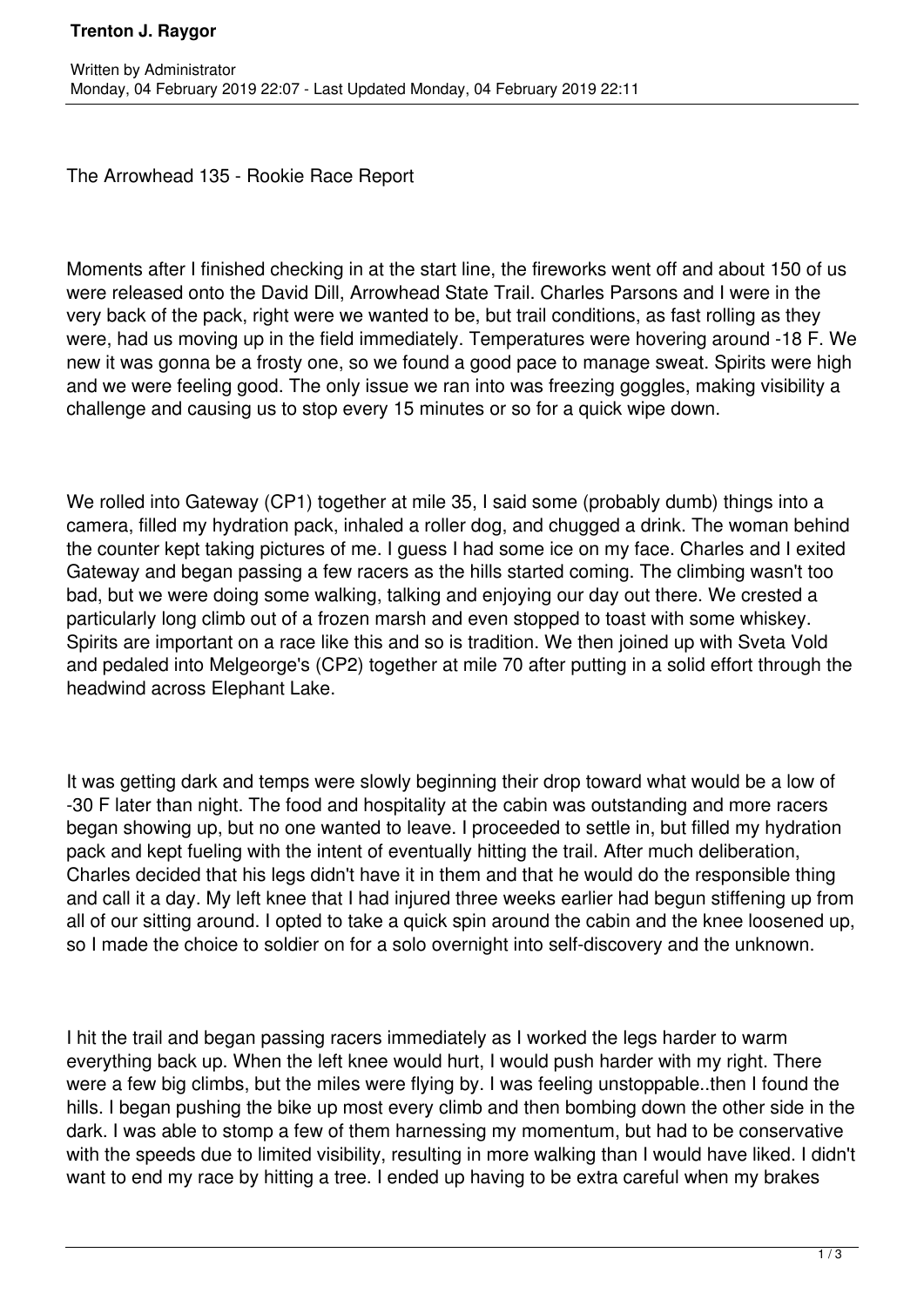# Trenton J. Raygor

Written by Administrator
Monday, 04 February 2019 22:07 - Last Updated Monday, 04 February 2019 22:11

The Arrowhead 135 - Rookie Race Report

Moments after I finished checking in at the start line, the fireworks went off and about 150 of us were released onto the David Dill, Arrowhead State Trail. Charles Parsons and I were in the very back of the pack, right were we wanted to be, but trail conditions, as fast rolling as they were, had us moving up in the field immediately. Temperatures were hovering around -18 F. We new it was gonna be a frosty one, so we found a good pace to manage sweat. Spirits were high and we were feeling good. The only issue we ran into was freezing goggles, making visibility a challenge and causing us to stop every 15 minutes or so for a quick wipe down.

We rolled into Gateway (CP1) together at mile 35, I said some (probably dumb) things into a camera, filled my hydration pack, inhaled a roller dog, and chugged a drink. The woman behind the counter kept taking pictures of me. I guess I had some ice on my face. Charles and I exited Gateway and began passing a few racers as the hills started coming. The climbing wasn't too bad, but we were doing some walking, talking and enjoying our day out there. We crested a particularly long climb out of a frozen marsh and even stopped to toast with some whiskey. Spirits are important on a race like this and so is tradition. We then joined up with Sveta Vold and pedaled into Melgeorge's (CP2) together at mile 70 after putting in a solid effort through the headwind across Elephant Lake.

It was getting dark and temps were slowly beginning their drop toward what would be a low of -30 F later than night. The food and hospitality at the cabin was outstanding and more racers began showing up, but no one wanted to leave. I proceeded to settle in, but filled my hydration pack and kept fueling with the intent of eventually hitting the trail. After much deliberation, Charles decided that his legs didn't have it in them and that he would do the responsible thing and call it a day. My left knee that I had injured three weeks earlier had begun stiffening up from all of our sitting around. I opted to take a quick spin around the cabin and the knee loosened up, so I made the choice to soldier on for a solo overnight into self-discovery and the unknown.

I hit the trail and began passing racers immediately as I worked the legs harder to warm everything back up. When the left knee would hurt, I would push harder with my right. There were a few big climbs, but the miles were flying by. I was feeling unstoppable..then I found the hills. I began pushing the bike up most every climb and then bombing down the other side in the dark. I was able to stomp a few of them harnessing my momentum, but had to be conservative with the speeds due to limited visibility, resulting in more walking than I would have liked. I didn't want to end my race by hitting a tree. I ended up having to be extra careful when my brakes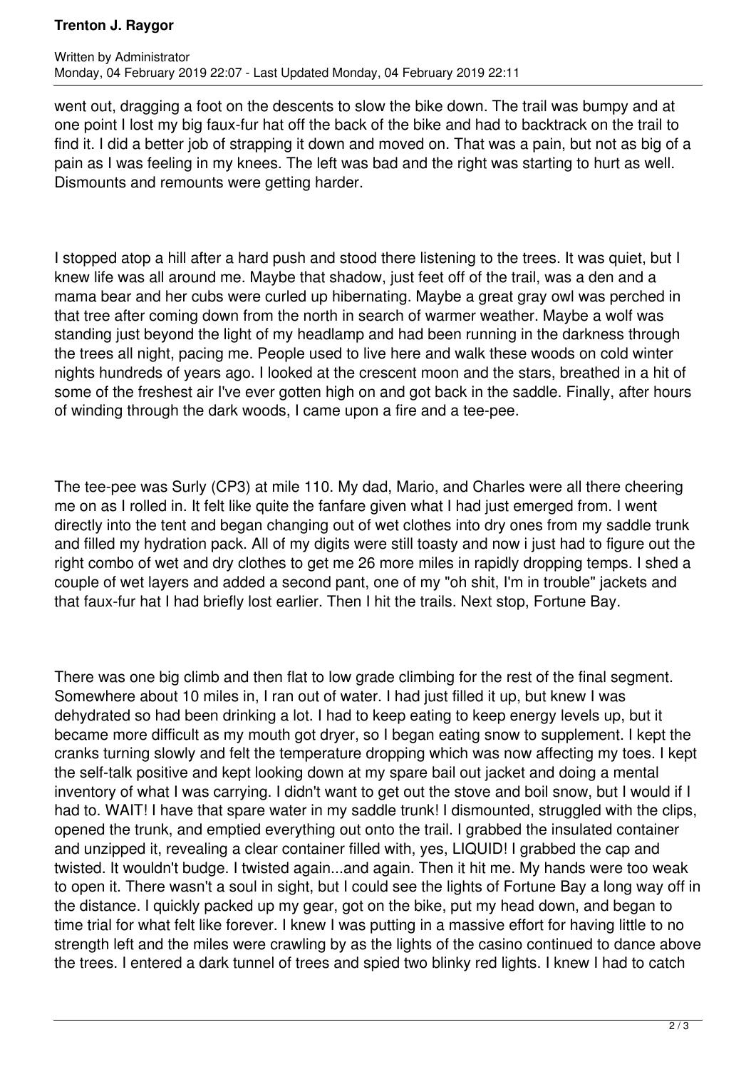went out, dragging a foot on the descents to slow the bike down. The trail was bumpy and at one point I lost my big faux-fur hat off the back of the bike and had to backtrack on the trail to find it. I did a better job of strapping it down and moved on. That was a pain, but not as big of a pain as I was feeling in my knees. The left was bad and the right was starting to hurt as well. Dismounts and remounts were getting harder.

I stopped atop a hill after a hard push and stood there listening to the trees. It was quiet, but I knew life was all around me. Maybe that shadow, just feet off of the trail, was a den and a mama bear and her cubs were curled up hibernating. Maybe a great gray owl was perched in that tree after coming down from the north in search of warmer weather. Maybe a wolf was standing just beyond the light of my headlamp and had been running in the darkness through the trees all night, pacing me. People used to live here and walk these woods on cold winter nights hundreds of years ago. I looked at the crescent moon and the stars, breathed in a hit of some of the freshest air I've ever gotten high on and got back in the saddle. Finally, after hours of winding through the dark woods, I came upon a fire and a tee-pee.

The tee-pee was Surly (CP3) at mile 110. My dad, Mario, and Charles were all there cheering me on as I rolled in. It felt like quite the fanfare given what I had just emerged from. I went directly into the tent and began changing out of wet clothes into dry ones from my saddle trunk and filled my hydration pack. All of my digits were still toasty and now i just had to figure out the right combo of wet and dry clothes to get me 26 more miles in rapidly dropping temps. I shed a couple of wet layers and added a second pant, one of my "oh shit, I'm in trouble" jackets and that faux-fur hat I had briefly lost earlier. Then I hit the trails. Next stop, Fortune Bay.

There was one big climb and then flat to low grade climbing for the rest of the final segment. Somewhere about 10 miles in, I ran out of water. I had just filled it up, but knew I was dehydrated so had been drinking a lot. I had to keep eating to keep energy levels up, but it became more difficult as my mouth got dryer, so I began eating snow to supplement. I kept the cranks turning slowly and felt the temperature dropping which was now affecting my toes. I kept the self-talk positive and kept looking down at my spare bail out jacket and doing a mental inventory of what I was carrying. I didn't want to get out the stove and boil snow, but I would if I had to. WAIT! I have that spare water in my saddle trunk! I dismounted, struggled with the clips, opened the trunk, and emptied everything out onto the trail. I grabbed the insulated container and unzipped it, revealing a clear container filled with, yes, LIQUID! I grabbed the cap and twisted. It wouldn't budge. I twisted again...and again. Then it hit me. My hands were too weak to open it. There wasn't a soul in sight, but I could see the lights of Fortune Bay a long way off in the distance. I quickly packed up my gear, got on the bike, put my head down, and began to time trial for what felt like forever. I knew I was putting in a massive effort for having little to no strength left and the miles were crawling by as the lights of the casino continued to dance above the trees. I entered a dark tunnel of trees and spied two blinky red lights. I knew I had to catch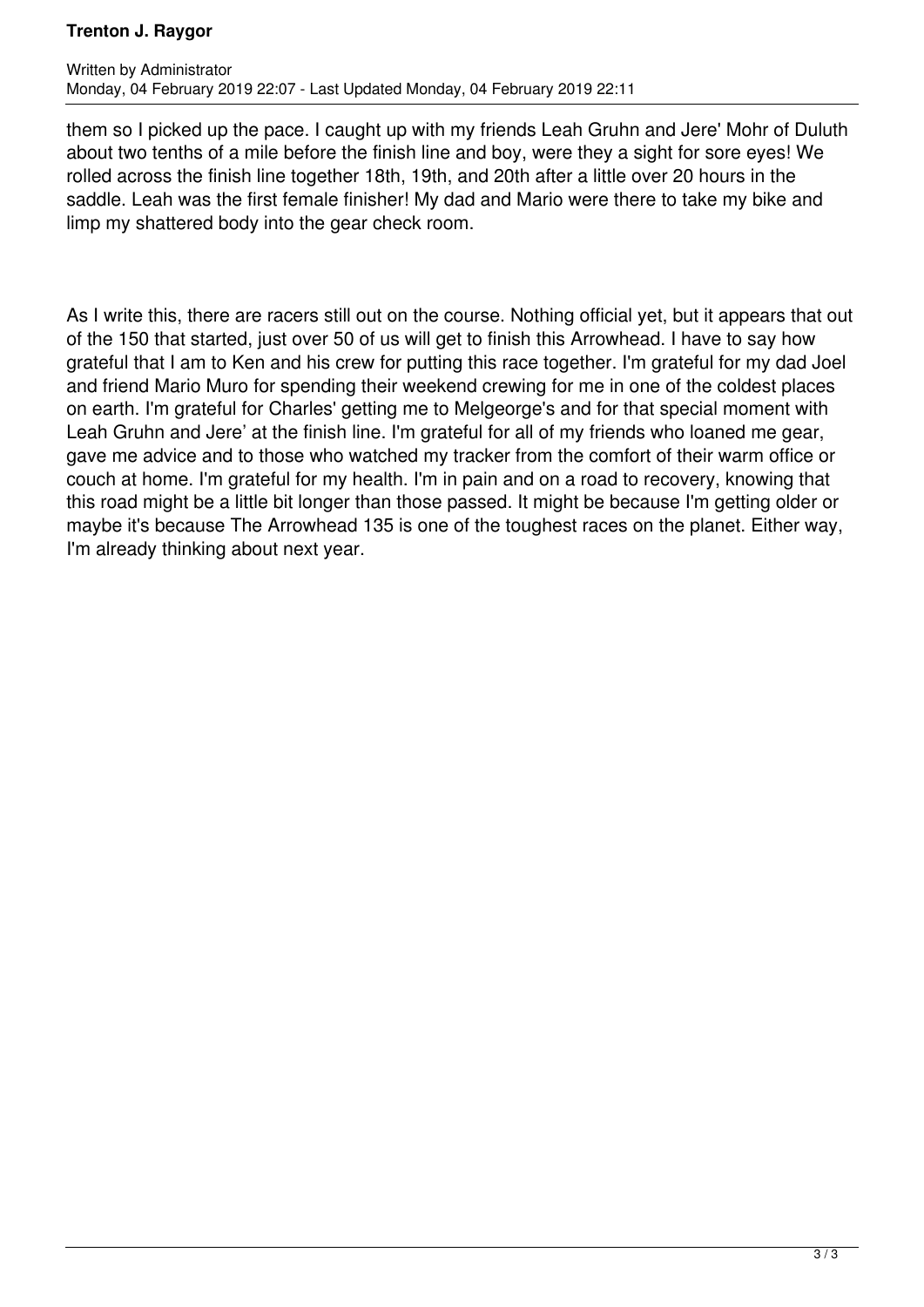them so I picked up the pace. I caught up with my friends Leah Gruhn and Jere' Mohr of Duluth about two tenths of a mile before the finish line and boy, were they a sight for sore eyes! We rolled across the finish line together 18th, 19th, and 20th after a little over 20 hours in the saddle. Leah was the first female finisher! My dad and Mario were there to take my bike and limp my shattered body into the gear check room.

As I write this, there are racers still out on the course. Nothing official yet, but it appears that out of the 150 that started, just over 50 of us will get to finish this Arrowhead. I have to say how grateful that I am to Ken and his crew for putting this race together. I'm grateful for my dad Joel and friend Mario Muro for spending their weekend crewing for me in one of the coldest places on earth. I'm grateful for Charles' getting me to Melgeorge's and for that special moment with Leah Gruhn and Jere' at the finish line. I'm grateful for all of my friends who loaned me gear, gave me advice and to those who watched my tracker from the comfort of their warm office or couch at home. I'm grateful for my health. I'm in pain and on a road to recovery, knowing that this road might be a little bit longer than those passed. It might be because I'm getting older or maybe it's because The Arrowhead 135 is one of the toughest races on the planet. Either way, I'm already thinking about next year.